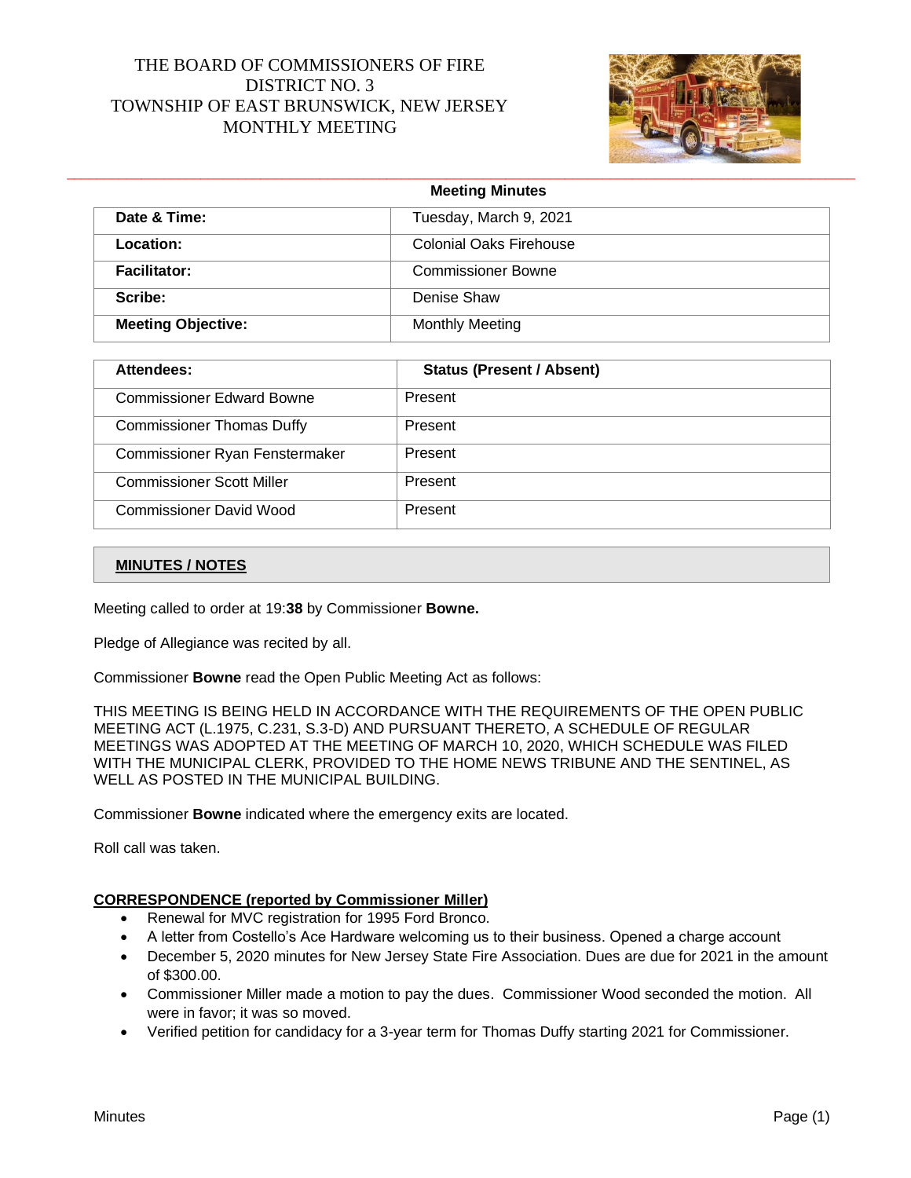# THE BOARD OF COMMISSIONERS OF FIRE DISTRICT NO. 3
# TOWNSHIP OF EAST BRUNSWICK, NEW JERSEY
# MONTHLY MEETING

**Meeting Minutes**

| **Date & Time:** | Tuesday, March 9, 2021 |
|---|---|
| **Location:** | Colonial Oaks Firehouse |
| **Facilitator:** | Commissioner Bowne |
| **Scribe:** | Denise Shaw |
| **Meeting Objective:** | Monthly Meeting |

| **Attendees:** | **Status (Present / Absent)** |
|---|---|
| Commissioner Edward Bowne | Present |
| Commissioner Thomas Duffy | Present |
| Commissioner Ryan Fenstermaker | Present |
| Commissioner Scott Miller | Present |
| Commissioner David Wood | Present |

## MINUTES / NOTES

Meeting called to order at 19:**38** by Commissioner **Bowne.**

Pledge of Allegiance was recited by all.

Commissioner **Bowne** read the Open Public Meeting Act as follows:

THIS MEETING IS BEING HELD IN ACCORDANCE WITH THE REQUIREMENTS OF THE OPEN PUBLIC MEETING ACT (L.1975, C.231, S.3-D) AND PURSUANT THERETO, A SCHEDULE OF REGULAR MEETINGS WAS ADOPTED AT THE MEETING OF MARCH 10, 2020, WHICH SCHEDULE WAS FILED WITH THE MUNICIPAL CLERK, PROVIDED TO THE HOME NEWS TRIBUNE AND THE SENTINEL, AS WELL AS POSTED IN THE MUNICIPAL BUILDING.

Commissioner **Bowne** indicated where the emergency exits are located.

Roll call was taken.

### CORRESPONDENCE (reported by Commissioner Miller)

- Renewal for MVC registration for 1995 Ford Bronco.
- A letter from Costello's Ace Hardware welcoming us to their business. Opened a charge account
- December 5, 2020 minutes for New Jersey State Fire Association. Dues are due for 2021 in the amount of $300.00.
- Commissioner Miller made a motion to pay the dues. Commissioner Wood seconded the motion. All were in favor; it was so moved.
- Verified petition for candidacy for a 3-year term for Thomas Duffy starting 2021 for Commissioner.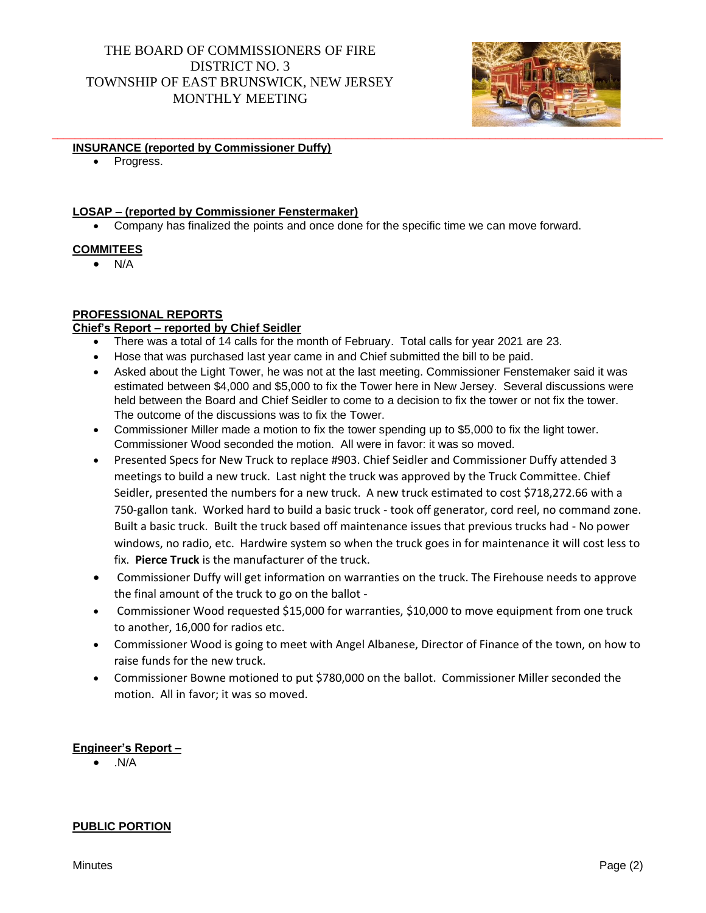**INSURANCE (reported by Commissioner Duffy)**

- Progress.

**LOSAP – (reported by Commissioner Fenstermaker)**

- Company has finalized the points and once done for the specific time we can move forward.

**COMMITEES**

- N/A

**PROFESSIONAL REPORTS**

**Chief's Report – reported by Chief Seidler**

- There was a total of 14 calls for the month of February. Total calls for year 2021 are 23.
- Hose that was purchased last year came in and Chief submitted the bill to be paid.
- Asked about the Light Tower, he was not at the last meeting. Commissioner Fenstemaker said it was estimated between $4,000 and $5,000 to fix the Tower here in New Jersey. Several discussions were held between the Board and Chief Seidler to come to a decision to fix the tower or not fix the tower. The outcome of the discussions was to fix the Tower.
- Commissioner Miller made a motion to fix the tower spending up to $5,000 to fix the light tower. Commissioner Wood seconded the motion. All were in favor: it was so moved.
- Presented Specs for New Truck to replace #903. Chief Seidler and Commissioner Duffy attended 3 meetings to build a new truck. Last night the truck was approved by the Truck Committee. Chief Seidler, presented the numbers for a new truck. A new truck estimated to cost $718,272.66 with a 750-gallon tank. Worked hard to build a basic truck - took off generator, cord reel, no command zone. Built a basic truck. Built the truck based off maintenance issues that previous trucks had - No power windows, no radio, etc. Hardwire system so when the truck goes in for maintenance it will cost less to fix. **Pierce Truck** is the manufacturer of the truck.
- Commissioner Duffy will get information on warranties on the truck. The Firehouse needs to approve the final amount of the truck to go on the ballot -
- Commissioner Wood requested $15,000 for warranties, $10,000 to move equipment from one truck to another, 16,000 for radios etc.
- Commissioner Wood is going to meet with Angel Albanese, Director of Finance of the town, on how to raise funds for the new truck.
- Commissioner Bowne motioned to put $780,000 on the ballot. Commissioner Miller seconded the motion. All in favor; it was so moved.

**Engineer's Report –**

- .N/A

**PUBLIC PORTION**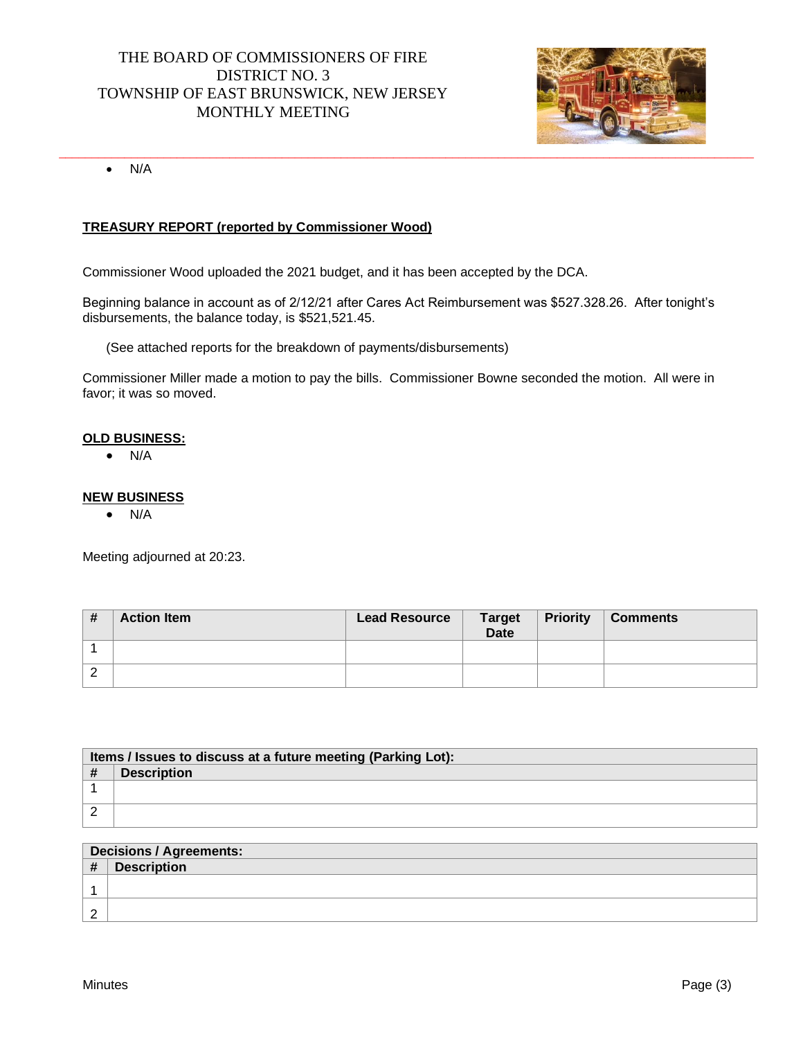- N/A

**TREASURY REPORT (reported by Commissioner Wood)**

Commissioner Wood uploaded the 2021 budget, and it has been accepted by the DCA.

Beginning balance in account as of 2/12/21 after Cares Act Reimbursement was $527.328.26. After tonight's disbursements, the balance today, is $521,521.45.

(See attached reports for the breakdown of payments/disbursements)

Commissioner Miller made a motion to pay the bills. Commissioner Bowne seconded the motion. All were in favor; it was so moved.

**OLD BUSINESS:**

- N/A

**NEW BUSINESS**

- N/A

Meeting adjourned at 20:23.

| # | Action Item | Lead Resource | Target Date | Priority | Comments |
|---|---|---|---|---|---|
| 1 | | | | | |
| 2 | | | | | |

| Items / Issues to discuss at a future meeting (Parking Lot): | |
|---|---|
| # | Description |
| 1 | |
| 2 | |

| Decisions / Agreements: | |
|---|---|
| # | Description |
| 1 | |
| 2 | |

Minutes